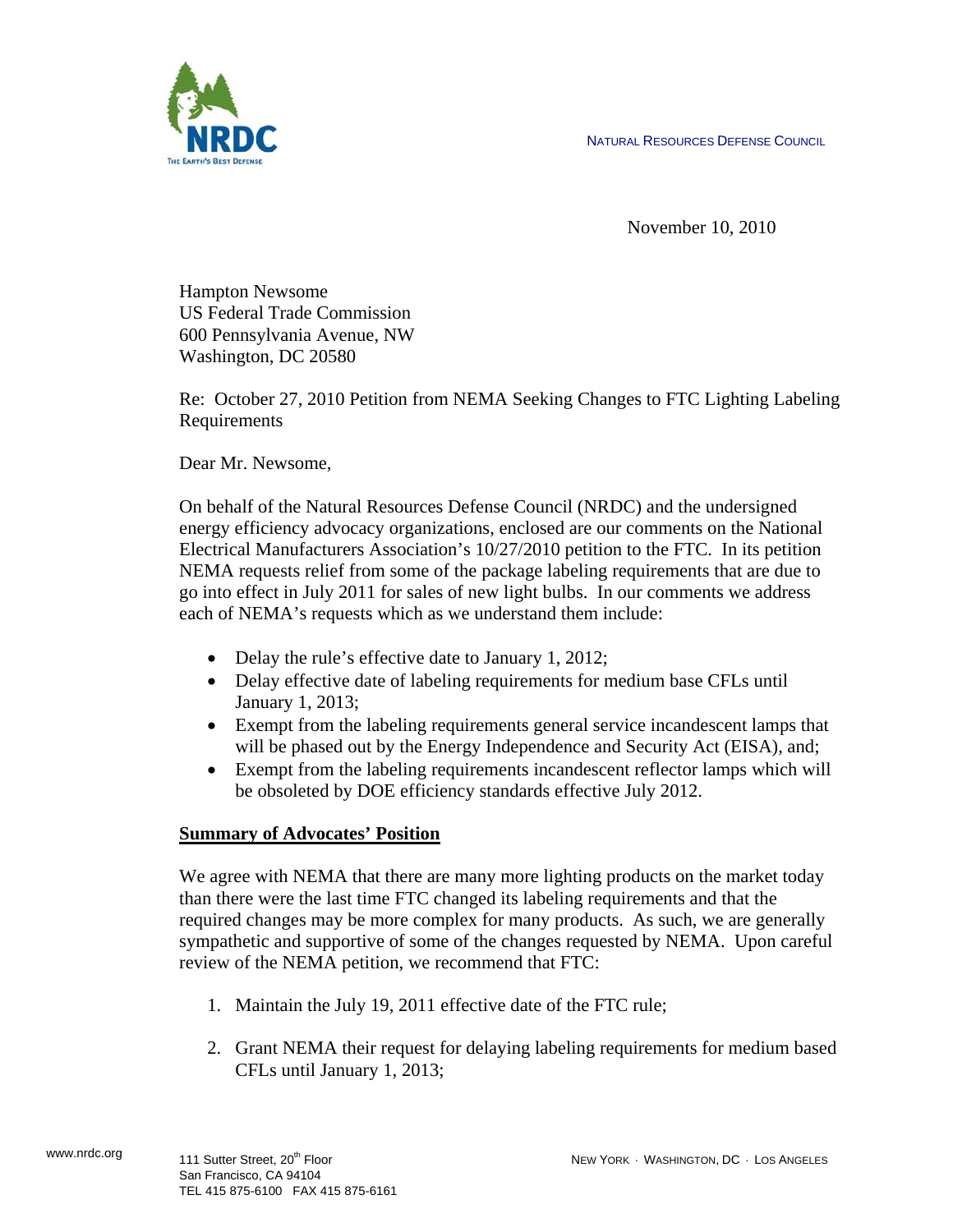NATURAL RESOURCES DEFENSE COUNCIL

November 10, 2010

Hampton Newsome
US Federal Trade Commission
600 Pennsylvania Avenue, NW
Washington, DC 20580

Re: October 27, 2010 Petition from NEMA Seeking Changes to FTC Lighting Labeling Requirements

Dear Mr. Newsome,

On behalf of the Natural Resources Defense Council (NRDC) and the undersigned energy efficiency advocacy organizations, enclosed are our comments on the National Electrical Manufacturers Association's 10/27/2010 petition to the FTC. In its petition NEMA requests relief from some of the package labeling requirements that are due to go into effect in July 2011 for sales of new light bulbs. In our comments we address each of NEMA's requests which as we understand them include:

- Delay the rule's effective date to January 1, 2012;
- Delay effective date of labeling requirements for medium base CFLs until January 1, 2013;
- Exempt from the labeling requirements general service incandescent lamps that will be phased out by the Energy Independence and Security Act (EISA), and;
- Exempt from the labeling requirements incandescent reflector lamps which will be obsoleted by DOE efficiency standards effective July 2012.

**Summary of Advocates' Position**

We agree with NEMA that there are many more lighting products on the market today than there were the last time FTC changed its labeling requirements and that the required changes may be more complex for many products. As such, we are generally sympathetic and supportive of some of the changes requested by NEMA. Upon careful review of the NEMA petition, we recommend that FTC:

1. Maintain the July 19, 2011 effective date of the FTC rule;
2. Grant NEMA their request for delaying labeling requirements for medium based CFLs until January 1, 2013;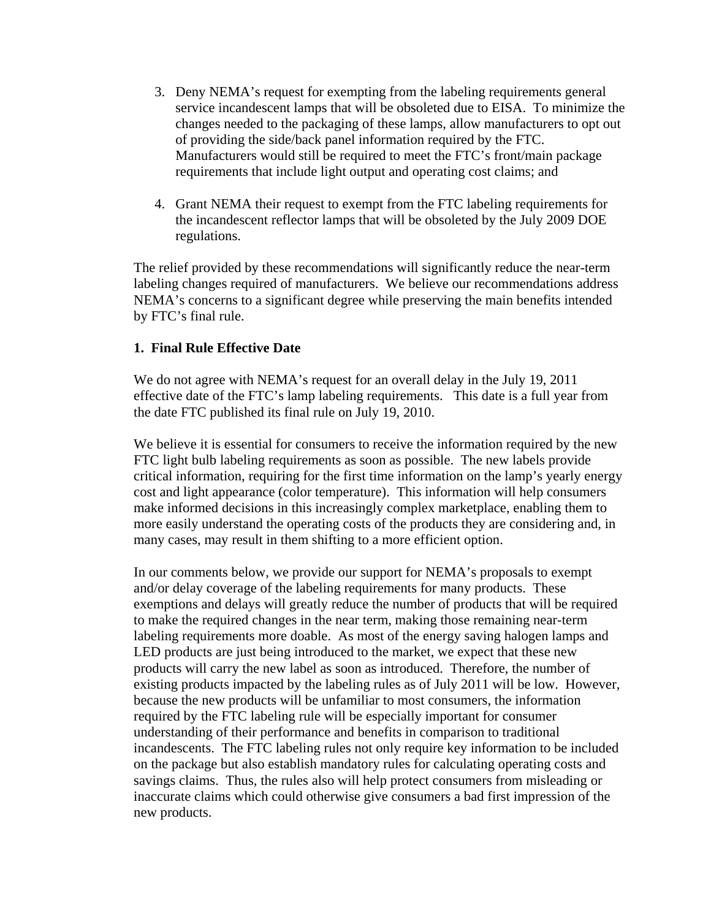3. Deny NEMA's request for exempting from the labeling requirements general service incandescent lamps that will be obsoleted due to EISA. To minimize the changes needed to the packaging of these lamps, allow manufacturers to opt out of providing the side/back panel information required by the FTC. Manufacturers would still be required to meet the FTC's front/main package requirements that include light output and operating cost claims; and

4. Grant NEMA their request to exempt from the FTC labeling requirements for the incandescent reflector lamps that will be obsoleted by the July 2009 DOE regulations.

The relief provided by these recommendations will significantly reduce the near-term labeling changes required of manufacturers. We believe our recommendations address NEMA's concerns to a significant degree while preserving the main benefits intended by FTC's final rule.

**1. Final Rule Effective Date**

We do not agree with NEMA's request for an overall delay in the July 19, 2011 effective date of the FTC's lamp labeling requirements. This date is a full year from the date FTC published its final rule on July 19, 2010.

We believe it is essential for consumers to receive the information required by the new FTC light bulb labeling requirements as soon as possible. The new labels provide critical information, requiring for the first time information on the lamp's yearly energy cost and light appearance (color temperature). This information will help consumers make informed decisions in this increasingly complex marketplace, enabling them to more easily understand the operating costs of the products they are considering and, in many cases, may result in them shifting to a more efficient option.

In our comments below, we provide our support for NEMA's proposals to exempt and/or delay coverage of the labeling requirements for many products. These exemptions and delays will greatly reduce the number of products that will be required to make the required changes in the near term, making those remaining near-term labeling requirements more doable. As most of the energy saving halogen lamps and LED products are just being introduced to the market, we expect that these new products will carry the new label as soon as introduced. Therefore, the number of existing products impacted by the labeling rules as of July 2011 will be low. However, because the new products will be unfamiliar to most consumers, the information required by the FTC labeling rule will be especially important for consumer understanding of their performance and benefits in comparison to traditional incandescents. The FTC labeling rules not only require key information to be included on the package but also establish mandatory rules for calculating operating costs and savings claims. Thus, the rules also will help protect consumers from misleading or inaccurate claims which could otherwise give consumers a bad first impression of the new products.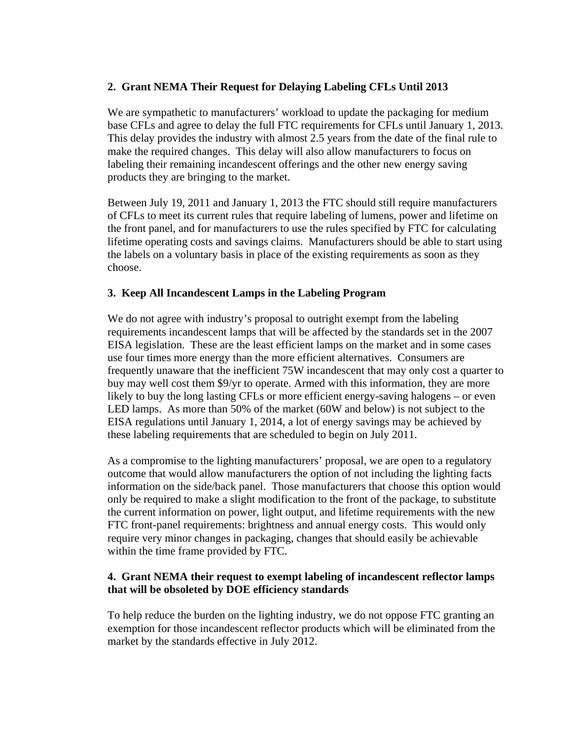**2. Grant NEMA Their Request for Delaying Labeling CFLs Until 2013**

We are sympathetic to manufacturers' workload to update the packaging for medium base CFLs and agree to delay the full FTC requirements for CFLs until January 1, 2013. This delay provides the industry with almost 2.5 years from the date of the final rule to make the required changes. This delay will also allow manufacturers to focus on labeling their remaining incandescent offerings and the other new energy saving products they are bringing to the market.

Between July 19, 2011 and January 1, 2013 the FTC should still require manufacturers of CFLs to meet its current rules that require labeling of lumens, power and lifetime on the front panel, and for manufacturers to use the rules specified by FTC for calculating lifetime operating costs and savings claims. Manufacturers should be able to start using the labels on a voluntary basis in place of the existing requirements as soon as they choose.

**3. Keep All Incandescent Lamps in the Labeling Program**

We do not agree with industry's proposal to outright exempt from the labeling requirements incandescent lamps that will be affected by the standards set in the 2007 EISA legislation. These are the least efficient lamps on the market and in some cases use four times more energy than the more efficient alternatives. Consumers are frequently unaware that the inefficient 75W incandescent that may only cost a quarter to buy may well cost them $9/yr to operate. Armed with this information, they are more likely to buy the long lasting CFLs or more efficient energy-saving halogens – or even LED lamps. As more than 50% of the market (60W and below) is not subject to the EISA regulations until January 1, 2014, a lot of energy savings may be achieved by these labeling requirements that are scheduled to begin on July 2011.

As a compromise to the lighting manufacturers' proposal, we are open to a regulatory outcome that would allow manufacturers the option of not including the lighting facts information on the side/back panel. Those manufacturers that choose this option would only be required to make a slight modification to the front of the package, to substitute the current information on power, light output, and lifetime requirements with the new FTC front-panel requirements: brightness and annual energy costs. This would only require very minor changes in packaging, changes that should easily be achievable within the time frame provided by FTC.

**4. Grant NEMA their request to exempt labeling of incandescent reflector lamps that will be obsoleted by DOE efficiency standards**

To help reduce the burden on the lighting industry, we do not oppose FTC granting an exemption for those incandescent reflector products which will be eliminated from the market by the standards effective in July 2012.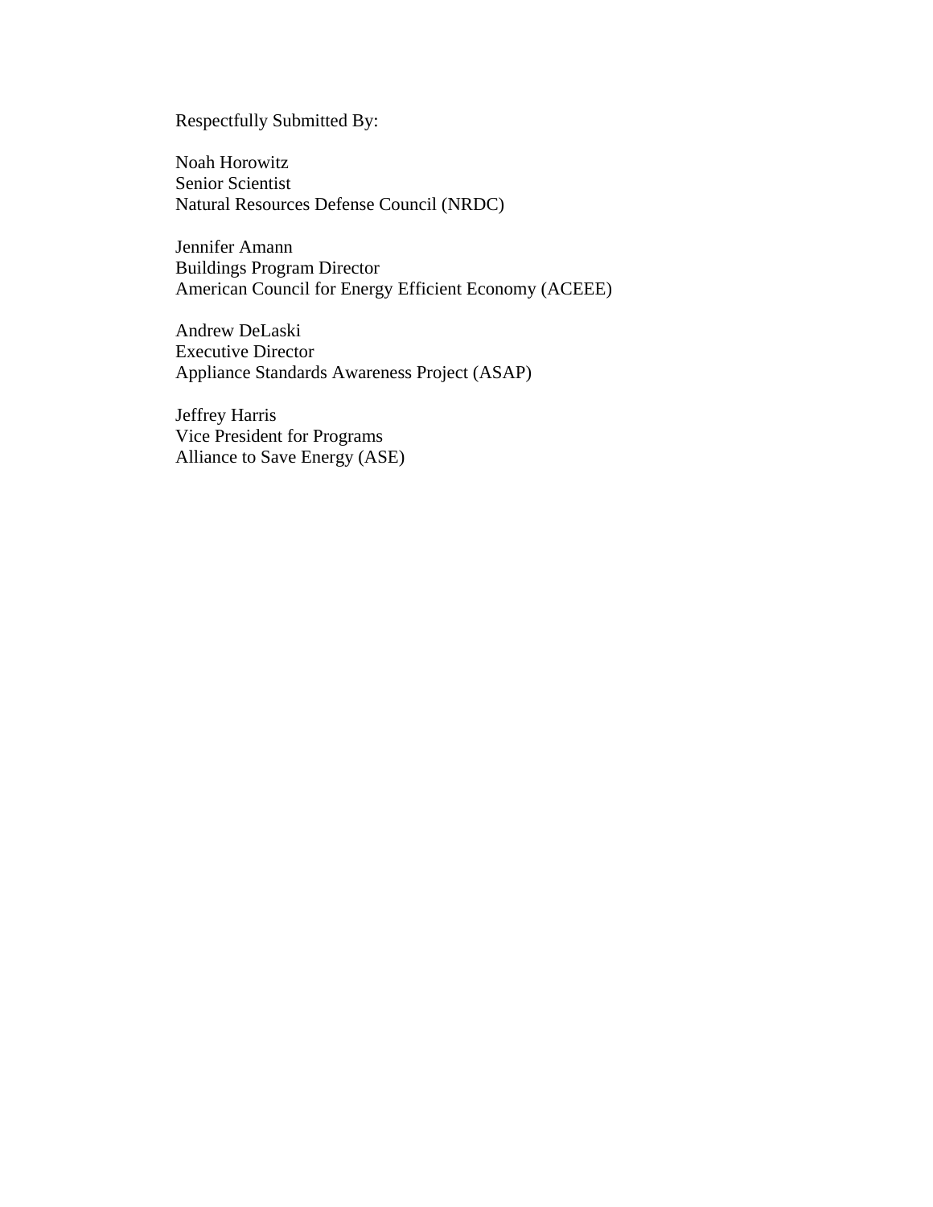Respectfully Submitted By:

Noah Horowitz  
Senior Scientist  
Natural Resources Defense Council (NRDC)

Jennifer Amann  
Buildings Program Director  
American Council for Energy Efficient Economy (ACEEE)

Andrew DeLaski  
Executive Director  
Appliance Standards Awareness Project (ASAP)

Jeffrey Harris  
Vice President for Programs  
Alliance to Save Energy (ASE)